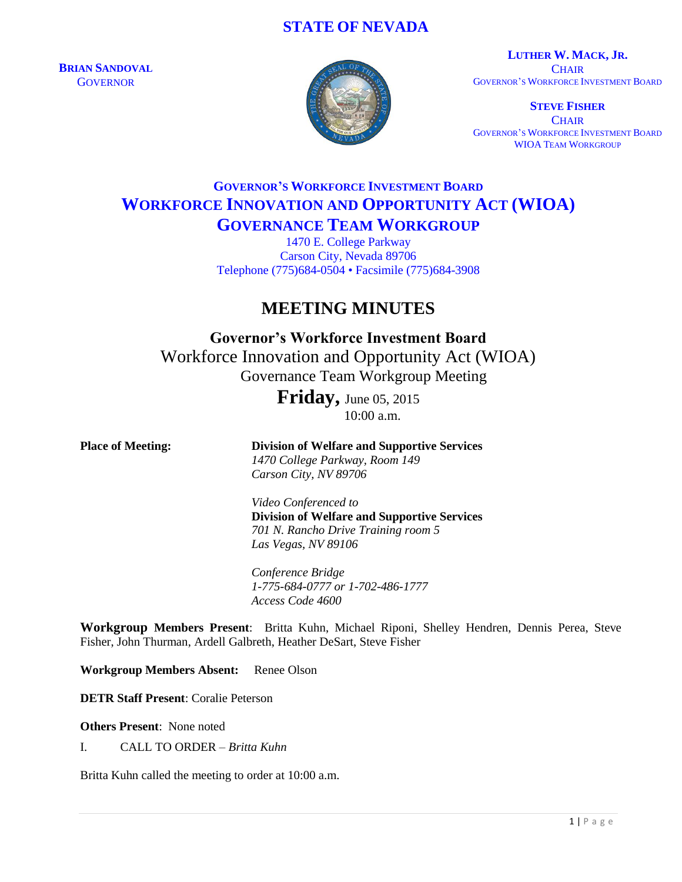**STATE OF NEVADA**

**BRIAN SANDOVAL**
GOVERNOR

**LUTHER W. MACK, JR.**
CHAIR
GOVERNOR'S WORKFORCE INVESTMENT BOARD

**STEVE FISHER**
CHAIR
GOVERNOR'S WORKFORCE INVESTMENT BOARD
WIOA TEAM WORKGROUP

## GOVERNOR'S WORKFORCE INVESTMENT BOARD
## WORKFORCE INNOVATION AND OPPORTUNITY ACT (WIOA)
## GOVERNANCE TEAM WORKGROUP

1470 E. College Parkway
Carson City, Nevada 89706
Telephone (775)684-0504 • Facsimile (775)684-3908

# MEETING MINUTES

**Governor's Workforce Investment Board**
Workforce Innovation and Opportunity Act (WIOA)
Governance Team Workgroup Meeting
**Friday,** June 05, 2015
10:00 a.m.

**Place of Meeting:**

**Division of Welfare and Supportive Services**
*1470 College Parkway, Room 149*
*Carson City, NV 89706*

*Video Conferenced to*
**Division of Welfare and Supportive Services**
*701 N. Rancho Drive Training room 5*
*Las Vegas, NV 89106*

*Conference Bridge*
*1-775-684-0777 or 1-702-486-1777*
*Access Code 4600*

**Workgroup Members Present**: Britta Kuhn, Michael Riponi, Shelley Hendren, Dennis Perea, Steve Fisher, John Thurman, Ardell Galbreth, Heather DeSart, Steve Fisher

**Workgroup Members Absent:** Renee Olson

**DETR Staff Present**: Coralie Peterson

**Others Present**: None noted

I. CALL TO ORDER – *Britta Kuhn*

Britta Kuhn called the meeting to order at 10:00 a.m.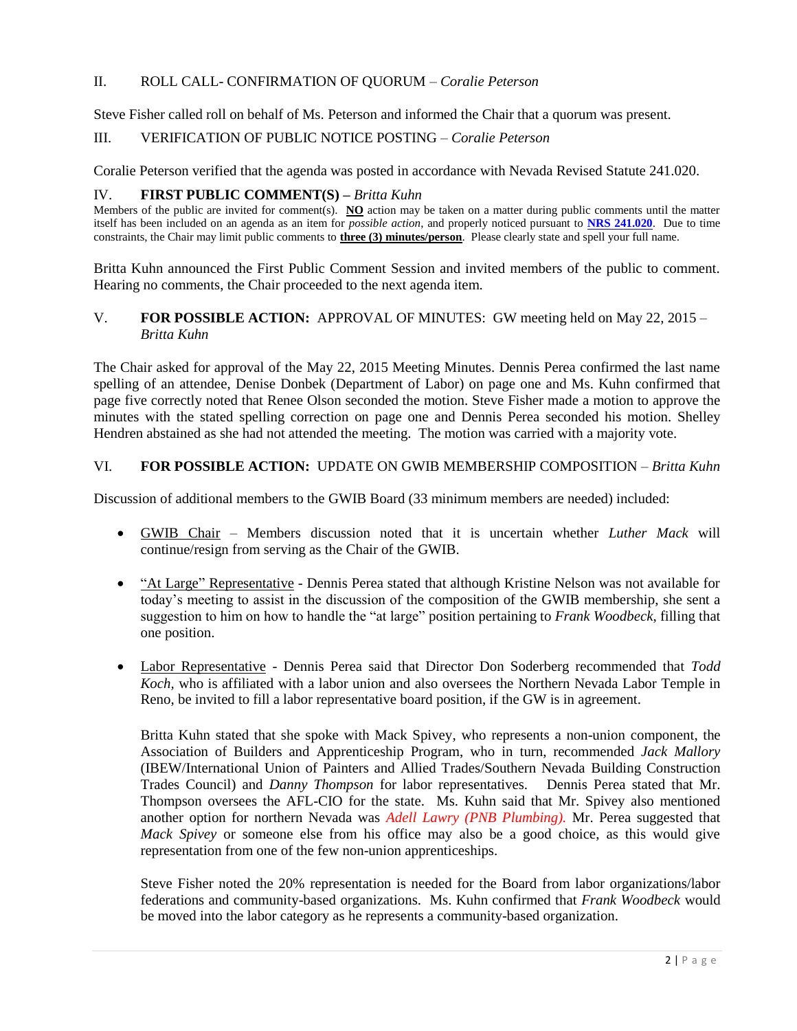II. ROLL CALL- CONFIRMATION OF QUORUM – *Coralie Peterson*

Steve Fisher called roll on behalf of Ms. Peterson and informed the Chair that a quorum was present.

III. VERIFICATION OF PUBLIC NOTICE POSTING – *Coralie Peterson*

Coralie Peterson verified that the agenda was posted in accordance with Nevada Revised Statute 241.020.

IV. **FIRST PUBLIC COMMENT(S) –** *Britta Kuhn*

Members of the public are invited for comment(s). **NO** action may be taken on a matter during public comments until the matter itself has been included on an agenda as an item for *possible action*, and properly noticed pursuant to **NRS 241.020**. Due to time constraints, the Chair may limit public comments to **three (3) minutes/person**. Please clearly state and spell your full name.

Britta Kuhn announced the First Public Comment Session and invited members of the public to comment. Hearing no comments, the Chair proceeded to the next agenda item.

V. **FOR POSSIBLE ACTION:** APPROVAL OF MINUTES: GW meeting held on May 22, 2015 – *Britta Kuhn*

The Chair asked for approval of the May 22, 2015 Meeting Minutes. Dennis Perea confirmed the last name spelling of an attendee, Denise Donbek (Department of Labor) on page one and Ms. Kuhn confirmed that page five correctly noted that Renee Olson seconded the motion. Steve Fisher made a motion to approve the minutes with the stated spelling correction on page one and Dennis Perea seconded his motion. Shelley Hendren abstained as she had not attended the meeting. The motion was carried with a majority vote.

VI. **FOR POSSIBLE ACTION:** UPDATE ON GWIB MEMBERSHIP COMPOSITION – *Britta Kuhn*

Discussion of additional members to the GWIB Board (33 minimum members are needed) included:

- GWIB Chair – Members discussion noted that it is uncertain whether *Luther Mack* will continue/resign from serving as the Chair of the GWIB.

- "At Large" Representative - Dennis Perea stated that although Kristine Nelson was not available for today's meeting to assist in the discussion of the composition of the GWIB membership, she sent a suggestion to him on how to handle the "at large" position pertaining to *Frank Woodbeck*, filling that one position.

- Labor Representative - Dennis Perea said that Director Don Soderberg recommended that *Todd Koch*, who is affiliated with a labor union and also oversees the Northern Nevada Labor Temple in Reno, be invited to fill a labor representative board position, if the GW is in agreement.

  Britta Kuhn stated that she spoke with Mack Spivey, who represents a non-union component, the Association of Builders and Apprenticeship Program, who in turn, recommended *Jack Mallory* (IBEW/International Union of Painters and Allied Trades/Southern Nevada Building Construction Trades Council) and *Danny Thompson* for labor representatives. Dennis Perea stated that Mr. Thompson oversees the AFL-CIO for the state. Ms. Kuhn said that Mr. Spivey also mentioned another option for northern Nevada was *Adell Lawry (PNB Plumbing).* Mr. Perea suggested that *Mack Spivey* or someone else from his office may also be a good choice, as this would give representation from one of the few non-union apprenticeships.

  Steve Fisher noted the 20% representation is needed for the Board from labor organizations/labor federations and community-based organizations. Ms. Kuhn confirmed that *Frank Woodbeck* would be moved into the labor category as he represents a community-based organization.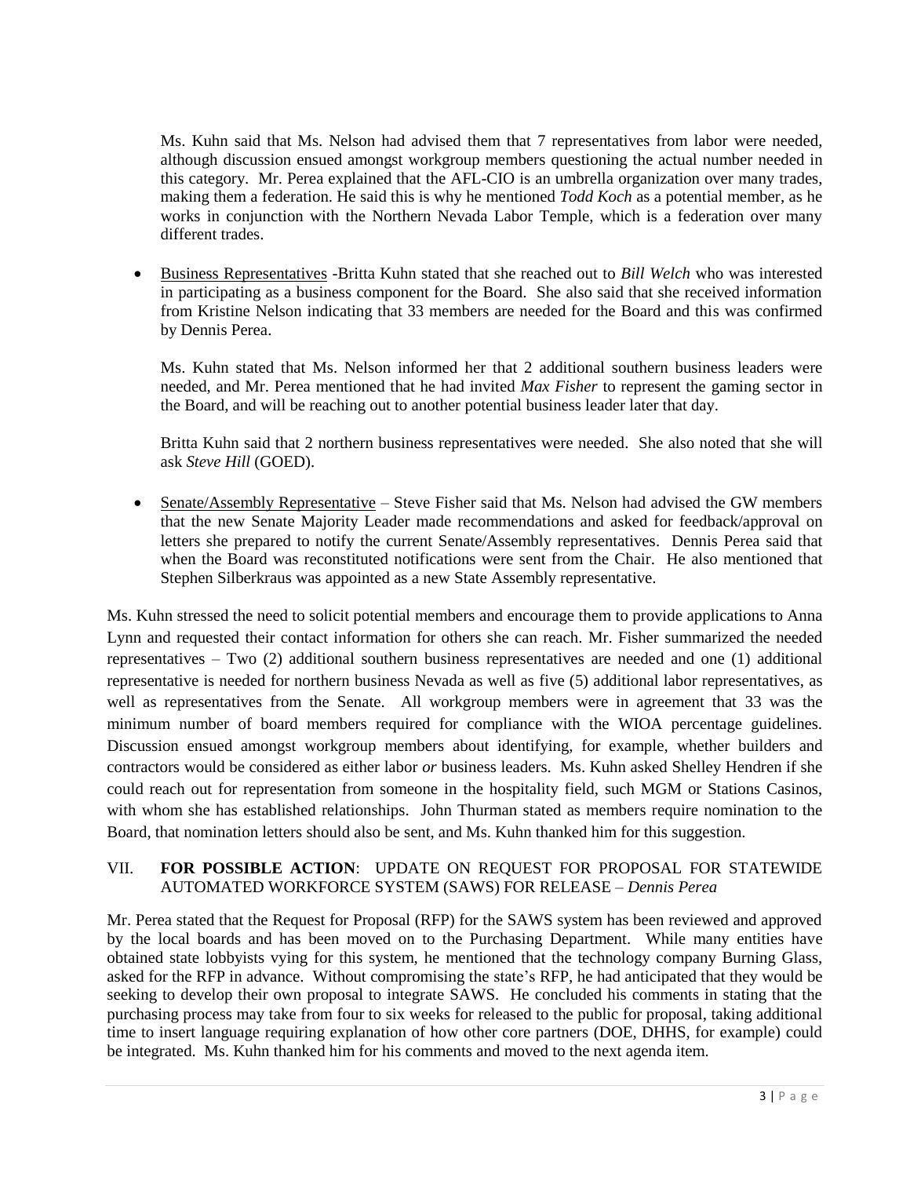Ms. Kuhn said that Ms. Nelson had advised them that 7 representatives from labor were needed, although discussion ensued amongst workgroup members questioning the actual number needed in this category. Mr. Perea explained that the AFL-CIO is an umbrella organization over many trades, making them a federation. He said this is why he mentioned *Todd Koch* as a potential member, as he works in conjunction with the Northern Nevada Labor Temple, which is a federation over many different trades.

- Business Representatives -Britta Kuhn stated that she reached out to *Bill Welch* who was interested in participating as a business component for the Board. She also said that she received information from Kristine Nelson indicating that 33 members are needed for the Board and this was confirmed by Dennis Perea.

  Ms. Kuhn stated that Ms. Nelson informed her that 2 additional southern business leaders were needed, and Mr. Perea mentioned that he had invited *Max Fisher* to represent the gaming sector in the Board, and will be reaching out to another potential business leader later that day.

  Britta Kuhn said that 2 northern business representatives were needed. She also noted that she will ask *Steve Hill* (GOED).

- Senate/Assembly Representative – Steve Fisher said that Ms. Nelson had advised the GW members that the new Senate Majority Leader made recommendations and asked for feedback/approval on letters she prepared to notify the current Senate/Assembly representatives. Dennis Perea said that when the Board was reconstituted notifications were sent from the Chair. He also mentioned that Stephen Silberkraus was appointed as a new State Assembly representative.

Ms. Kuhn stressed the need to solicit potential members and encourage them to provide applications to Anna Lynn and requested their contact information for others she can reach. Mr. Fisher summarized the needed representatives – Two (2) additional southern business representatives are needed and one (1) additional representative is needed for northern business Nevada as well as five (5) additional labor representatives, as well as representatives from the Senate. All workgroup members were in agreement that 33 was the minimum number of board members required for compliance with the WIOA percentage guidelines. Discussion ensued amongst workgroup members about identifying, for example, whether builders and contractors would be considered as either labor *or* business leaders. Ms. Kuhn asked Shelley Hendren if she could reach out for representation from someone in the hospitality field, such MGM or Stations Casinos, with whom she has established relationships. John Thurman stated as members require nomination to the Board, that nomination letters should also be sent, and Ms. Kuhn thanked him for this suggestion.

VII. **FOR POSSIBLE ACTION**: UPDATE ON REQUEST FOR PROPOSAL FOR STATEWIDE AUTOMATED WORKFORCE SYSTEM (SAWS) FOR RELEASE – *Dennis Perea*

Mr. Perea stated that the Request for Proposal (RFP) for the SAWS system has been reviewed and approved by the local boards and has been moved on to the Purchasing Department. While many entities have obtained state lobbyists vying for this system, he mentioned that the technology company Burning Glass, asked for the RFP in advance. Without compromising the state's RFP, he had anticipated that they would be seeking to develop their own proposal to integrate SAWS. He concluded his comments in stating that the purchasing process may take from four to six weeks for released to the public for proposal, taking additional time to insert language requiring explanation of how other core partners (DOE, DHHS, for example) could be integrated. Ms. Kuhn thanked him for his comments and moved to the next agenda item.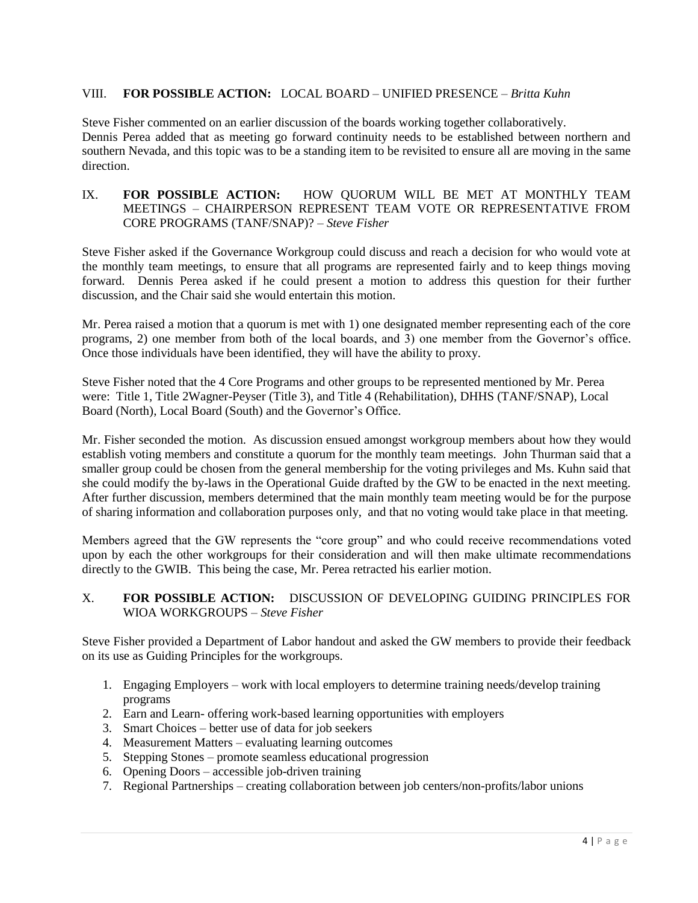VIII. **FOR POSSIBLE ACTION:** LOCAL BOARD – UNIFIED PRESENCE – *Britta Kuhn*

Steve Fisher commented on an earlier discussion of the boards working together collaboratively.
Dennis Perea added that as meeting go forward continuity needs to be established between northern and southern Nevada, and this topic was to be a standing item to be revisited to ensure all are moving in the same direction.

IX. **FOR POSSIBLE ACTION:** HOW QUORUM WILL BE MET AT MONTHLY TEAM MEETINGS – CHAIRPERSON REPRESENT TEAM VOTE OR REPRESENTATIVE FROM CORE PROGRAMS (TANF/SNAP)? – *Steve Fisher*

Steve Fisher asked if the Governance Workgroup could discuss and reach a decision for who would vote at the monthly team meetings, to ensure that all programs are represented fairly and to keep things moving forward. Dennis Perea asked if he could present a motion to address this question for their further discussion, and the Chair said she would entertain this motion.

Mr. Perea raised a motion that a quorum is met with 1) one designated member representing each of the core programs, 2) one member from both of the local boards, and 3) one member from the Governor's office. Once those individuals have been identified, they will have the ability to proxy.

Steve Fisher noted that the 4 Core Programs and other groups to be represented mentioned by Mr. Perea were: Title 1, Title 2Wagner-Peyser (Title 3), and Title 4 (Rehabilitation), DHHS (TANF/SNAP), Local Board (North), Local Board (South) and the Governor's Office.

Mr. Fisher seconded the motion. As discussion ensued amongst workgroup members about how they would establish voting members and constitute a quorum for the monthly team meetings. John Thurman said that a smaller group could be chosen from the general membership for the voting privileges and Ms. Kuhn said that she could modify the by-laws in the Operational Guide drafted by the GW to be enacted in the next meeting. After further discussion, members determined that the main monthly team meeting would be for the purpose of sharing information and collaboration purposes only, and that no voting would take place in that meeting.

Members agreed that the GW represents the "core group" and who could receive recommendations voted upon by each the other workgroups for their consideration and will then make ultimate recommendations directly to the GWIB. This being the case, Mr. Perea retracted his earlier motion.

X. **FOR POSSIBLE ACTION:** DISCUSSION OF DEVELOPING GUIDING PRINCIPLES FOR WIOA WORKGROUPS – *Steve Fisher*

Steve Fisher provided a Department of Labor handout and asked the GW members to provide their feedback on its use as Guiding Principles for the workgroups.

1. Engaging Employers – work with local employers to determine training needs/develop training programs
2. Earn and Learn- offering work-based learning opportunities with employers
3. Smart Choices – better use of data for job seekers
4. Measurement Matters – evaluating learning outcomes
5. Stepping Stones – promote seamless educational progression
6. Opening Doors – accessible job-driven training
7. Regional Partnerships – creating collaboration between job centers/non-profits/labor unions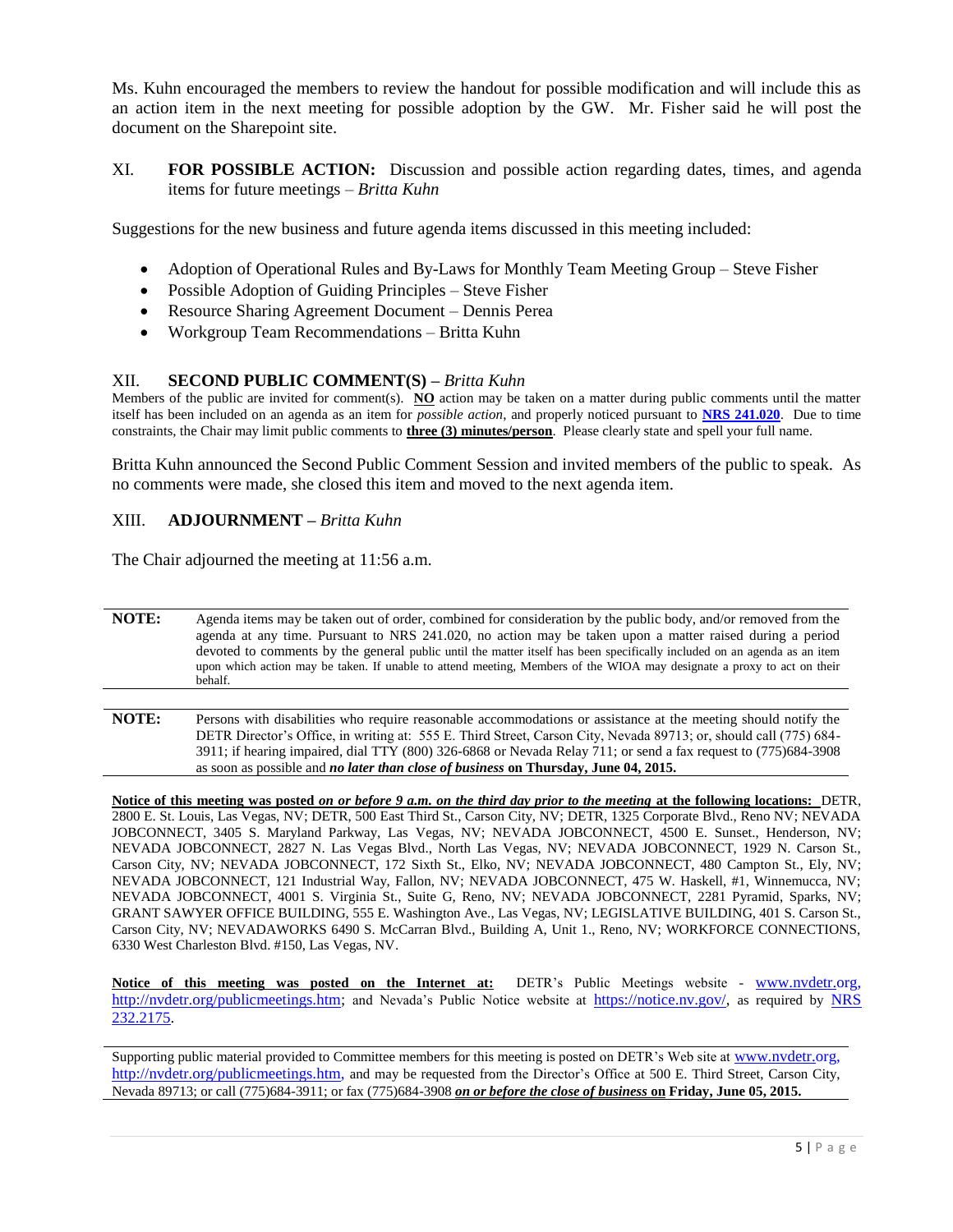Ms. Kuhn encouraged the members to review the handout for possible modification and will include this as an action item in the next meeting for possible adoption by the GW. Mr. Fisher said he will post the document on the Sharepoint site.

XI. **FOR POSSIBLE ACTION:** Discussion and possible action regarding dates, times, and agenda items for future meetings – *Britta Kuhn*

Suggestions for the new business and future agenda items discussed in this meeting included:

- Adoption of Operational Rules and By-Laws for Monthly Team Meeting Group – Steve Fisher
- Possible Adoption of Guiding Principles – Steve Fisher
- Resource Sharing Agreement Document – Dennis Perea
- Workgroup Team Recommendations – Britta Kuhn

XII. **SECOND PUBLIC COMMENT(S) –** *Britta Kuhn*

Members of the public are invited for comment(s). **NO** action may be taken on a matter during public comments until the matter itself has been included on an agenda as an item for *possible action*, and properly noticed pursuant to **NRS 241.020**. Due to time constraints, the Chair may limit public comments to **three (3) minutes/person**. Please clearly state and spell your full name.

Britta Kuhn announced the Second Public Comment Session and invited members of the public to speak. As no comments were made, she closed this item and moved to the next agenda item.

XIII. **ADJOURNMENT –** *Britta Kuhn*

The Chair adjourned the meeting at 11:56 a.m.

| | |
|---|---|
| **NOTE:** | Agenda items may be taken out of order, combined for consideration by the public body, and/or removed from the agenda at any time. Pursuant to NRS 241.020, no action may be taken upon a matter raised during a period devoted to comments by the general public until the matter itself has been specifically included on an agenda as an item upon which action may be taken. If unable to attend meeting, Members of the WIOA may designate a proxy to act on their behalf. |

| | |
|---|---|
| **NOTE:** | Persons with disabilities who require reasonable accommodations or assistance at the meeting should notify the DETR Director's Office, in writing at: 555 E. Third Street, Carson City, Nevada 89713; or, should call (775) 684-3911; if hearing impaired, dial TTY (800) 326-6868 or Nevada Relay 711; or send a fax request to (775)684-3908 as soon as possible and ***no later than close of business*** **on Thursday, June 04, 2015.** |

**Notice of this meeting was posted *on or before 9 a.m. on the third day prior to the meeting* at the following locations:** DETR, 2800 E. St. Louis, Las Vegas, NV; DETR, 500 East Third St., Carson City, NV; DETR, 1325 Corporate Blvd., Reno NV; NEVADA JOBCONNECT, 3405 S. Maryland Parkway, Las Vegas, NV; NEVADA JOBCONNECT, 4500 E. Sunset., Henderson, NV; NEVADA JOBCONNECT, 2827 N. Las Vegas Blvd., North Las Vegas, NV; NEVADA JOBCONNECT, 1929 N. Carson St., Carson City, NV; NEVADA JOBCONNECT, 172 Sixth St., Elko, NV; NEVADA JOBCONNECT, 480 Campton St., Ely, NV; NEVADA JOBCONNECT, 121 Industrial Way, Fallon, NV; NEVADA JOBCONNECT, 475 W. Haskell, #1, Winnemucca, NV; NEVADA JOBCONNECT, 4001 S. Virginia St., Suite G, Reno, NV; NEVADA JOBCONNECT, 2281 Pyramid, Sparks, NV; GRANT SAWYER OFFICE BUILDING, 555 E. Washington Ave., Las Vegas, NV; LEGISLATIVE BUILDING, 401 S. Carson St., Carson City, NV; NEVADAWORKS 6490 S. McCarran Blvd., Building A, Unit 1., Reno, NV; WORKFORCE CONNECTIONS, 6330 West Charleston Blvd. #150, Las Vegas, NV.

**Notice of this meeting was posted on the Internet at:** DETR's Public Meetings website - www.nvdetr.org, http://nvdetr.org/publicmeetings.htm; and Nevada's Public Notice website at https://notice.nv.gov/, as required by NRS 232.2175.

Supporting public material provided to Committee members for this meeting is posted on DETR's Web site at www.nvdetr.org, http://nvdetr.org/publicmeetings.htm, and may be requested from the Director's Office at 500 E. Third Street, Carson City, Nevada 89713; or call (775)684-3911; or fax (775)684-3908 ***on or before the close of business*** **on Friday, June 05, 2015.**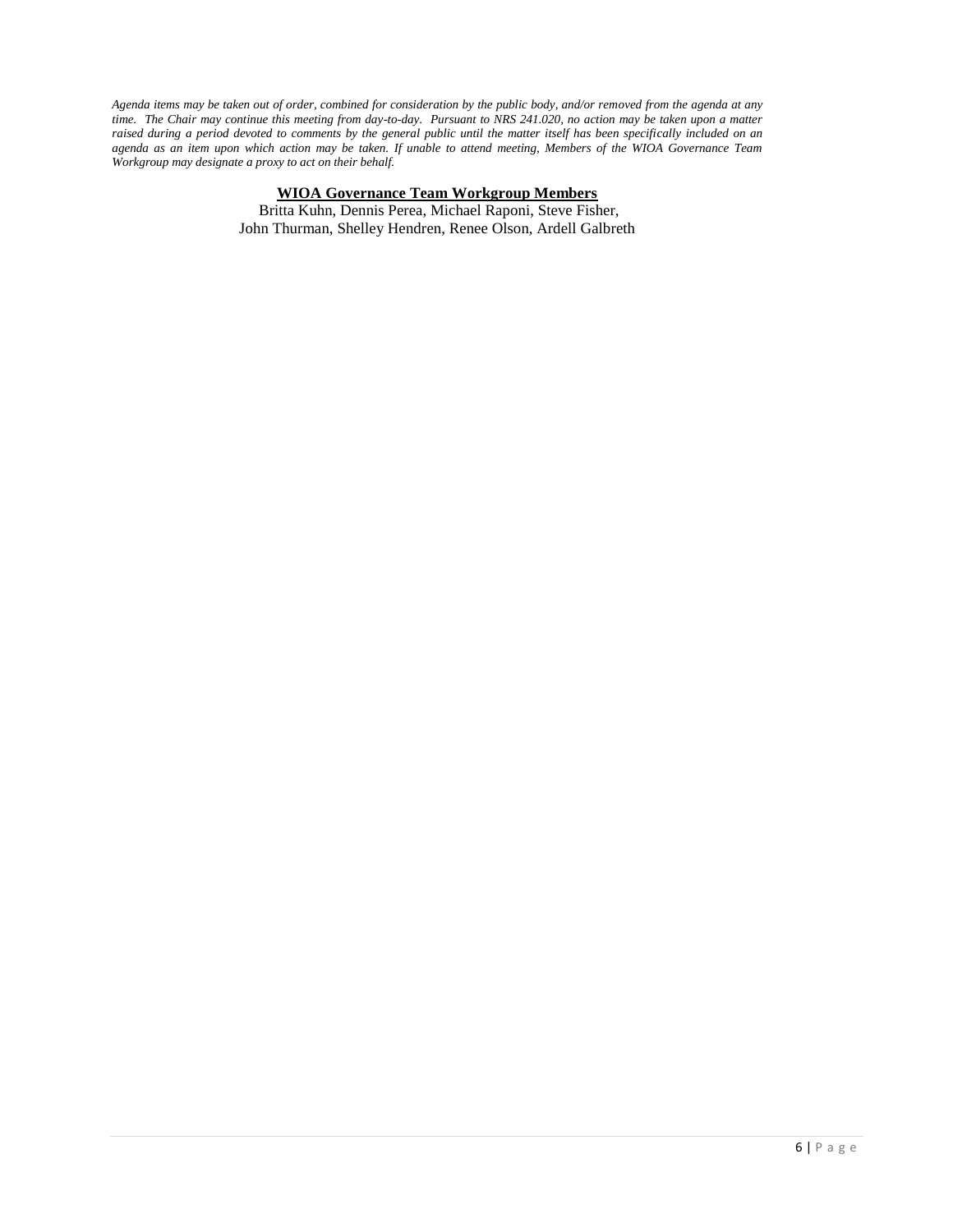*Agenda items may be taken out of order, combined for consideration by the public body, and/or removed from the agenda at any time. The Chair may continue this meeting from day-to-day. Pursuant to NRS 241.020, no action may be taken upon a matter raised during a period devoted to comments by the general public until the matter itself has been specifically included on an agenda as an item upon which action may be taken. If unable to attend meeting, Members of the WIOA Governance Team Workgroup may designate a proxy to act on their behalf.*

**WIOA Governance Team Workgroup Members**

Britta Kuhn, Dennis Perea, Michael Raponi, Steve Fisher,
John Thurman, Shelley Hendren, Renee Olson, Ardell Galbreth